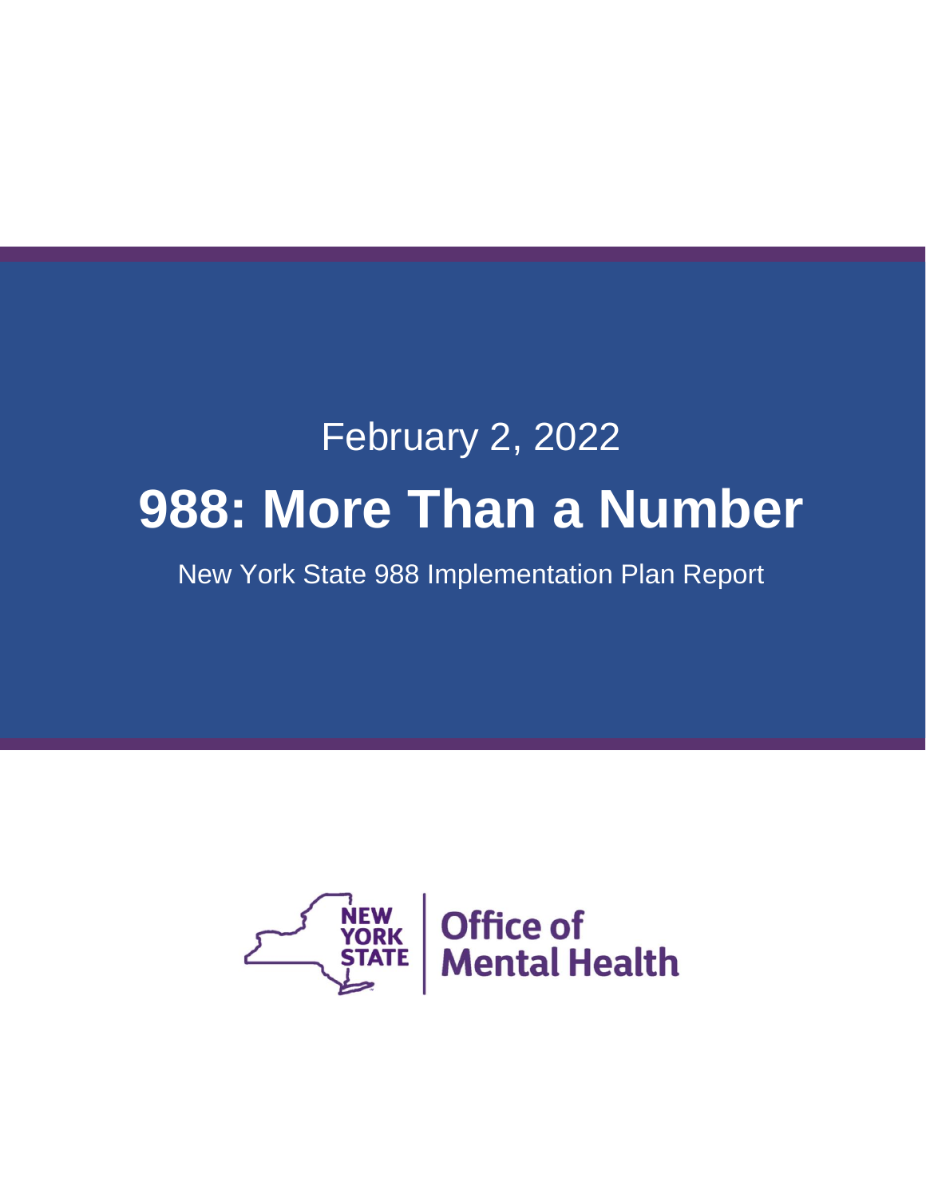February 2, 2022

# 988: More Than a Number

New York State 988 Implementation Plan Report

NEW YORK STATE | Office of Mental Health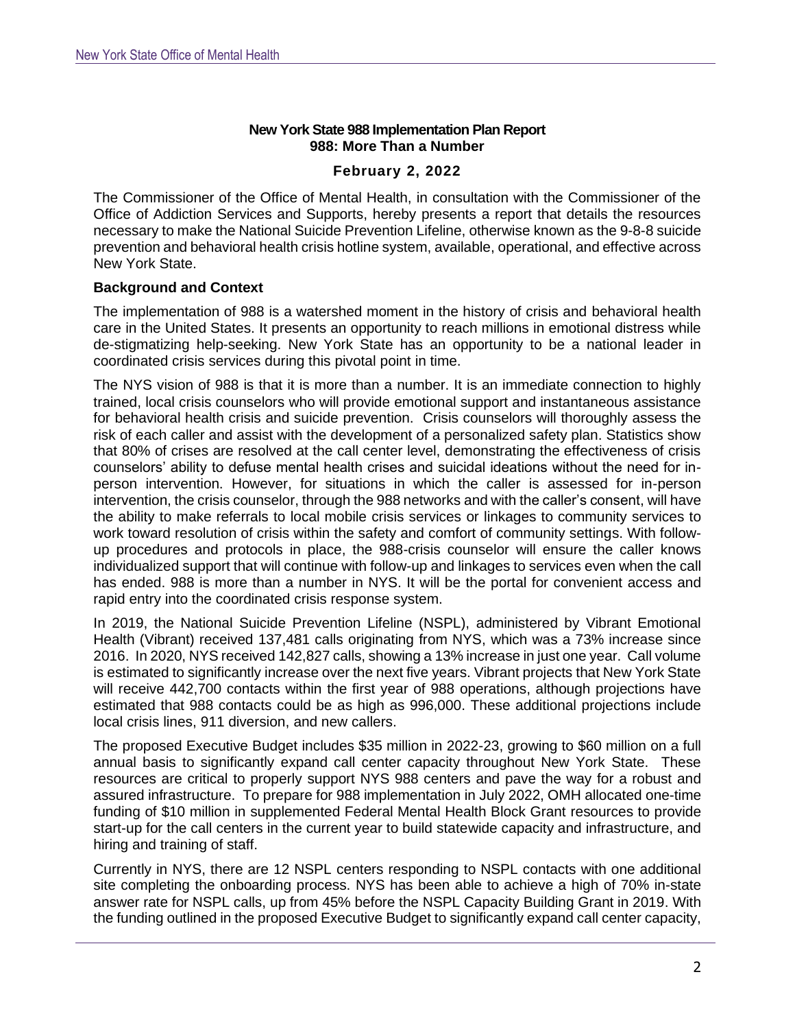**New York State 988 Implementation Plan Report**
**988: More Than a Number**

**February 2, 2022**

The Commissioner of the Office of Mental Health, in consultation with the Commissioner of the Office of Addiction Services and Supports, hereby presents a report that details the resources necessary to make the National Suicide Prevention Lifeline, otherwise known as the 9-8-8 suicide prevention and behavioral health crisis hotline system, available, operational, and effective across New York State.

**Background and Context**

The implementation of 988 is a watershed moment in the history of crisis and behavioral health care in the United States. It presents an opportunity to reach millions in emotional distress while de-stigmatizing help-seeking. New York State has an opportunity to be a national leader in coordinated crisis services during this pivotal point in time.

The NYS vision of 988 is that it is more than a number. It is an immediate connection to highly trained, local crisis counselors who will provide emotional support and instantaneous assistance for behavioral health crisis and suicide prevention. Crisis counselors will thoroughly assess the risk of each caller and assist with the development of a personalized safety plan. Statistics show that 80% of crises are resolved at the call center level, demonstrating the effectiveness of crisis counselors' ability to defuse mental health crises and suicidal ideations without the need for in-person intervention. However, for situations in which the caller is assessed for in-person intervention, the crisis counselor, through the 988 networks and with the caller's consent, will have the ability to make referrals to local mobile crisis services or linkages to community services to work toward resolution of crisis within the safety and comfort of community settings. With follow-up procedures and protocols in place, the 988-crisis counselor will ensure the caller knows individualized support that will continue with follow-up and linkages to services even when the call has ended. 988 is more than a number in NYS. It will be the portal for convenient access and rapid entry into the coordinated crisis response system.

In 2019, the National Suicide Prevention Lifeline (NSPL), administered by Vibrant Emotional Health (Vibrant) received 137,481 calls originating from NYS, which was a 73% increase since 2016. In 2020, NYS received 142,827 calls, showing a 13% increase in just one year. Call volume is estimated to significantly increase over the next five years. Vibrant projects that New York State will receive 442,700 contacts within the first year of 988 operations, although projections have estimated that 988 contacts could be as high as 996,000. These additional projections include local crisis lines, 911 diversion, and new callers.

The proposed Executive Budget includes $35 million in 2022-23, growing to $60 million on a full annual basis to significantly expand call center capacity throughout New York State. These resources are critical to properly support NYS 988 centers and pave the way for a robust and assured infrastructure. To prepare for 988 implementation in July 2022, OMH allocated one-time funding of $10 million in supplemented Federal Mental Health Block Grant resources to provide start-up for the call centers in the current year to build statewide capacity and infrastructure, and hiring and training of staff.

Currently in NYS, there are 12 NSPL centers responding to NSPL contacts with one additional site completing the onboarding process. NYS has been able to achieve a high of 70% in-state answer rate for NSPL calls, up from 45% before the NSPL Capacity Building Grant in 2019. With the funding outlined in the proposed Executive Budget to significantly expand call center capacity,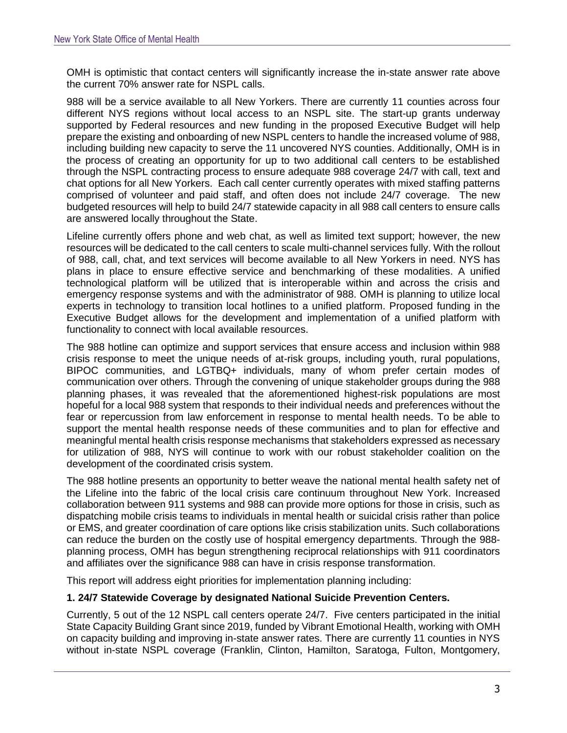OMH is optimistic that contact centers will significantly increase the in-state answer rate above the current 70% answer rate for NSPL calls.

988 will be a service available to all New Yorkers. There are currently 11 counties across four different NYS regions without local access to an NSPL site. The start-up grants underway supported by Federal resources and new funding in the proposed Executive Budget will help prepare the existing and onboarding of new NSPL centers to handle the increased volume of 988, including building new capacity to serve the 11 uncovered NYS counties. Additionally, OMH is in the process of creating an opportunity for up to two additional call centers to be established through the NSPL contracting process to ensure adequate 988 coverage 24/7 with call, text and chat options for all New Yorkers. Each call center currently operates with mixed staffing patterns comprised of volunteer and paid staff, and often does not include 24/7 coverage. The new budgeted resources will help to build 24/7 statewide capacity in all 988 call centers to ensure calls are answered locally throughout the State.

Lifeline currently offers phone and web chat, as well as limited text support; however, the new resources will be dedicated to the call centers to scale multi-channel services fully. With the rollout of 988, call, chat, and text services will become available to all New Yorkers in need. NYS has plans in place to ensure effective service and benchmarking of these modalities. A unified technological platform will be utilized that is interoperable within and across the crisis and emergency response systems and with the administrator of 988. OMH is planning to utilize local experts in technology to transition local hotlines to a unified platform. Proposed funding in the Executive Budget allows for the development and implementation of a unified platform with functionality to connect with local available resources.

The 988 hotline can optimize and support services that ensure access and inclusion within 988 crisis response to meet the unique needs of at-risk groups, including youth, rural populations, BIPOC communities, and LGTBQ+ individuals, many of whom prefer certain modes of communication over others. Through the convening of unique stakeholder groups during the 988 planning phases, it was revealed that the aforementioned highest-risk populations are most hopeful for a local 988 system that responds to their individual needs and preferences without the fear or repercussion from law enforcement in response to mental health needs. To be able to support the mental health response needs of these communities and to plan for effective and meaningful mental health crisis response mechanisms that stakeholders expressed as necessary for utilization of 988, NYS will continue to work with our robust stakeholder coalition on the development of the coordinated crisis system.

The 988 hotline presents an opportunity to better weave the national mental health safety net of the Lifeline into the fabric of the local crisis care continuum throughout New York. Increased collaboration between 911 systems and 988 can provide more options for those in crisis, such as dispatching mobile crisis teams to individuals in mental health or suicidal crisis rather than police or EMS, and greater coordination of care options like crisis stabilization units. Such collaborations can reduce the burden on the costly use of hospital emergency departments. Through the 988-planning process, OMH has begun strengthening reciprocal relationships with 911 coordinators and affiliates over the significance 988 can have in crisis response transformation.

This report will address eight priorities for implementation planning including:

**1. 24/7 Statewide Coverage by designated National Suicide Prevention Centers.**

Currently, 5 out of the 12 NSPL call centers operate 24/7. Five centers participated in the initial State Capacity Building Grant since 2019, funded by Vibrant Emotional Health, working with OMH on capacity building and improving in-state answer rates. There are currently 11 counties in NYS without in-state NSPL coverage (Franklin, Clinton, Hamilton, Saratoga, Fulton, Montgomery,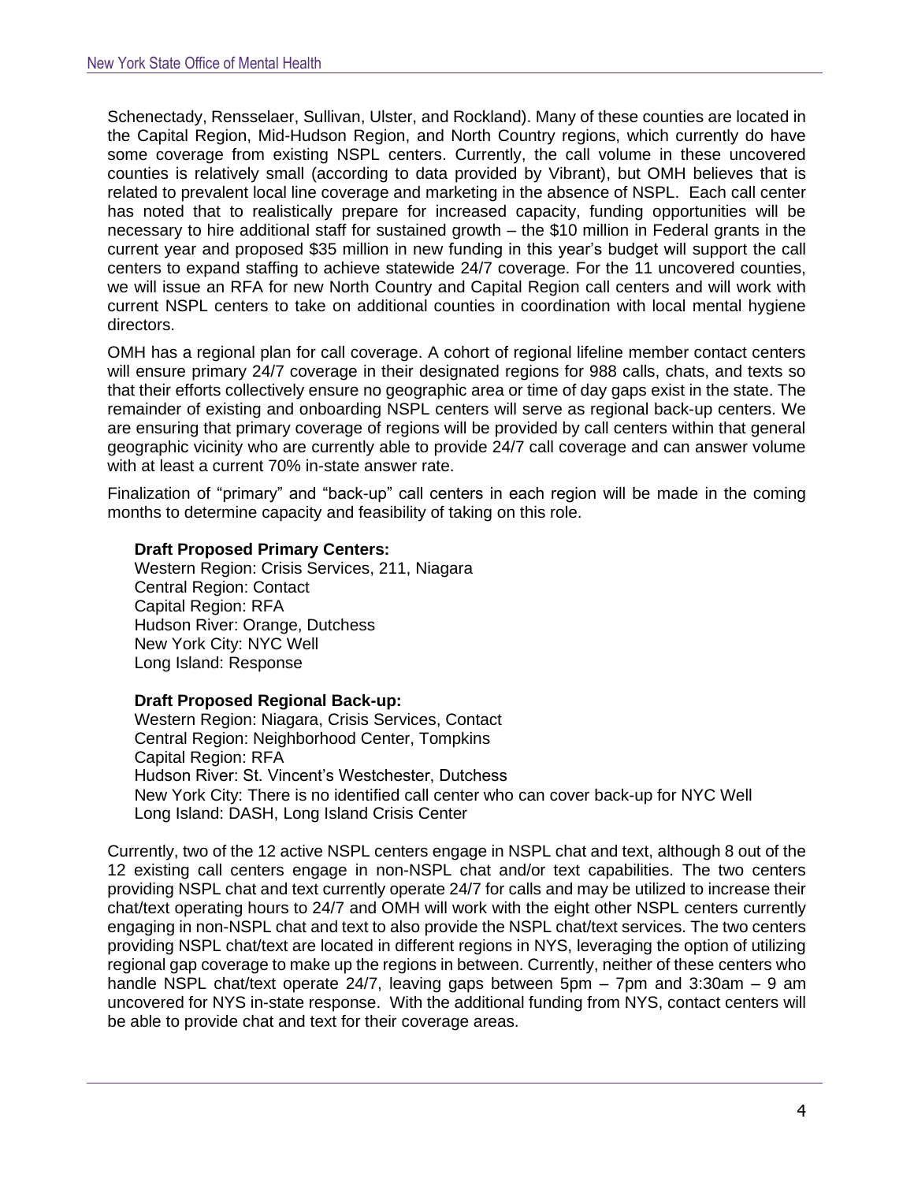Schenectady, Rensselaer, Sullivan, Ulster, and Rockland). Many of these counties are located in the Capital Region, Mid-Hudson Region, and North Country regions, which currently do have some coverage from existing NSPL centers. Currently, the call volume in these uncovered counties is relatively small (according to data provided by Vibrant), but OMH believes that is related to prevalent local line coverage and marketing in the absence of NSPL. Each call center has noted that to realistically prepare for increased capacity, funding opportunities will be necessary to hire additional staff for sustained growth – the $10 million in Federal grants in the current year and proposed $35 million in new funding in this year's budget will support the call centers to expand staffing to achieve statewide 24/7 coverage. For the 11 uncovered counties, we will issue an RFA for new North Country and Capital Region call centers and will work with current NSPL centers to take on additional counties in coordination with local mental hygiene directors.

OMH has a regional plan for call coverage. A cohort of regional lifeline member contact centers will ensure primary 24/7 coverage in their designated regions for 988 calls, chats, and texts so that their efforts collectively ensure no geographic area or time of day gaps exist in the state. The remainder of existing and onboarding NSPL centers will serve as regional back-up centers. We are ensuring that primary coverage of regions will be provided by call centers within that general geographic vicinity who are currently able to provide 24/7 call coverage and can answer volume with at least a current 70% in-state answer rate.

Finalization of "primary" and "back-up" call centers in each region will be made in the coming months to determine capacity and feasibility of taking on this role.

**Draft Proposed Primary Centers:**
Western Region: Crisis Services, 211, Niagara
Central Region: Contact
Capital Region: RFA
Hudson River: Orange, Dutchess
New York City: NYC Well
Long Island: Response

**Draft Proposed Regional Back-up:**
Western Region: Niagara, Crisis Services, Contact
Central Region: Neighborhood Center, Tompkins
Capital Region: RFA
Hudson River: St. Vincent's Westchester, Dutchess
New York City: There is no identified call center who can cover back-up for NYC Well
Long Island: DASH, Long Island Crisis Center

Currently, two of the 12 active NSPL centers engage in NSPL chat and text, although 8 out of the 12 existing call centers engage in non-NSPL chat and/or text capabilities. The two centers providing NSPL chat and text currently operate 24/7 for calls and may be utilized to increase their chat/text operating hours to 24/7 and OMH will work with the eight other NSPL centers currently engaging in non-NSPL chat and text to also provide the NSPL chat/text services. The two centers providing NSPL chat/text are located in different regions in NYS, leveraging the option of utilizing regional gap coverage to make up the regions in between. Currently, neither of these centers who handle NSPL chat/text operate 24/7, leaving gaps between 5pm – 7pm and 3:30am – 9 am uncovered for NYS in-state response. With the additional funding from NYS, contact centers will be able to provide chat and text for their coverage areas.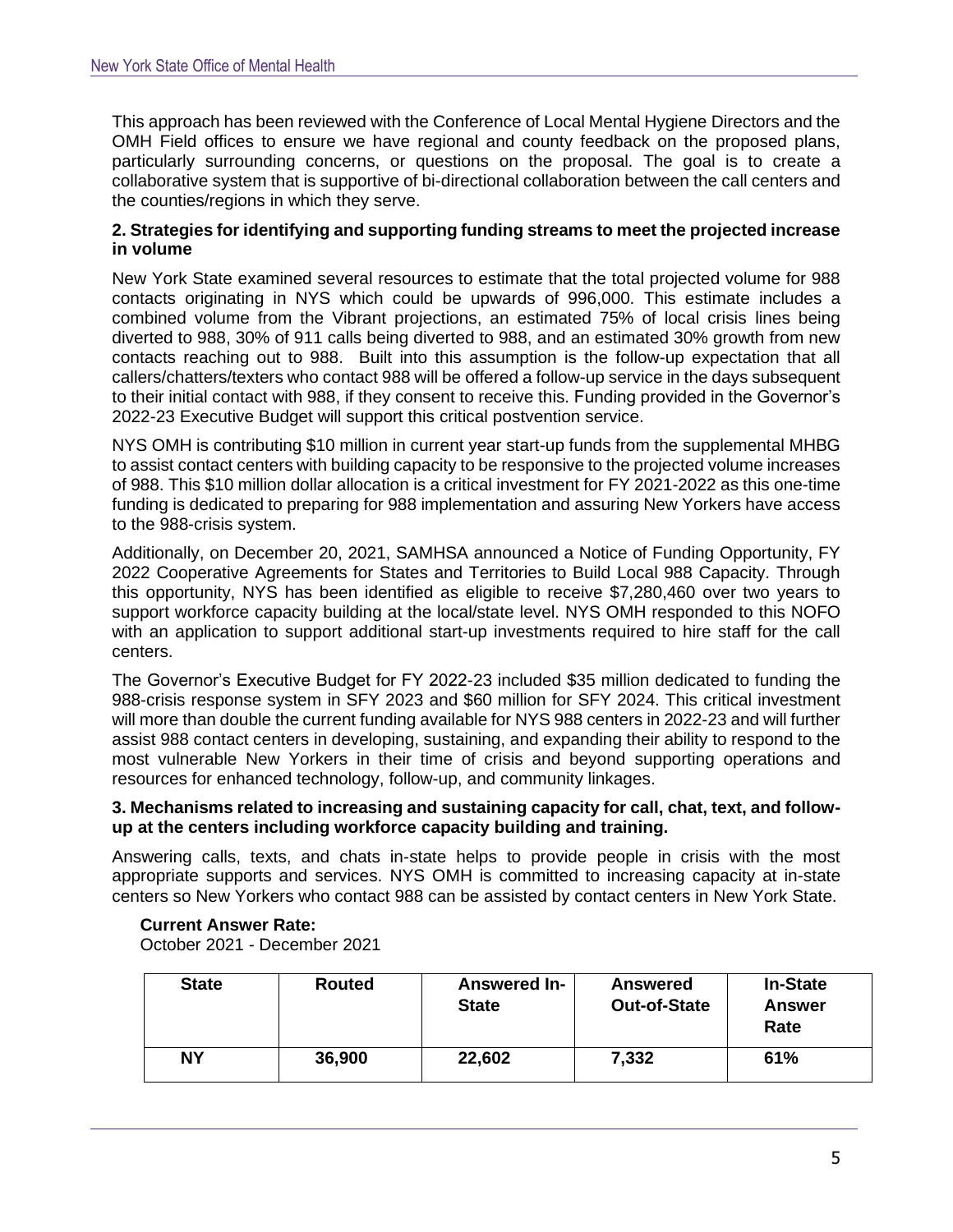This approach has been reviewed with the Conference of Local Mental Hygiene Directors and the OMH Field offices to ensure we have regional and county feedback on the proposed plans, particularly surrounding concerns, or questions on the proposal. The goal is to create a collaborative system that is supportive of bi-directional collaboration between the call centers and the counties/regions in which they serve.

**2. Strategies for identifying and supporting funding streams to meet the projected increase in volume**

New York State examined several resources to estimate that the total projected volume for 988 contacts originating in NYS which could be upwards of 996,000. This estimate includes a combined volume from the Vibrant projections, an estimated 75% of local crisis lines being diverted to 988, 30% of 911 calls being diverted to 988, and an estimated 30% growth from new contacts reaching out to 988. Built into this assumption is the follow-up expectation that all callers/chatters/texters who contact 988 will be offered a follow-up service in the days subsequent to their initial contact with 988, if they consent to receive this. Funding provided in the Governor's 2022-23 Executive Budget will support this critical postvention service.

NYS OMH is contributing $10 million in current year start-up funds from the supplemental MHBG to assist contact centers with building capacity to be responsive to the projected volume increases of 988. This $10 million dollar allocation is a critical investment for FY 2021-2022 as this one-time funding is dedicated to preparing for 988 implementation and assuring New Yorkers have access to the 988-crisis system.

Additionally, on December 20, 2021, SAMHSA announced a Notice of Funding Opportunity, FY 2022 Cooperative Agreements for States and Territories to Build Local 988 Capacity. Through this opportunity, NYS has been identified as eligible to receive $7,280,460 over two years to support workforce capacity building at the local/state level. NYS OMH responded to this NOFO with an application to support additional start-up investments required to hire staff for the call centers.

The Governor's Executive Budget for FY 2022-23 included $35 million dedicated to funding the 988-crisis response system in SFY 2023 and $60 million for SFY 2024. This critical investment will more than double the current funding available for NYS 988 centers in 2022-23 and will further assist 988 contact centers in developing, sustaining, and expanding their ability to respond to the most vulnerable New Yorkers in their time of crisis and beyond supporting operations and resources for enhanced technology, follow-up, and community linkages.

**3. Mechanisms related to increasing and sustaining capacity for call, chat, text, and follow-up at the centers including workforce capacity building and training.**

Answering calls, texts, and chats in-state helps to provide people in crisis with the most appropriate supports and services. NYS OMH is committed to increasing capacity at in-state centers so New Yorkers who contact 988 can be assisted by contact centers in New York State.

**Current Answer Rate:**
October 2021 - December 2021

| State | Routed | Answered In-State | Answered Out-of-State | In-State Answer Rate |
|---|---|---|---|---|
| NY | 36,900 | 22,602 | 7,332 | 61% |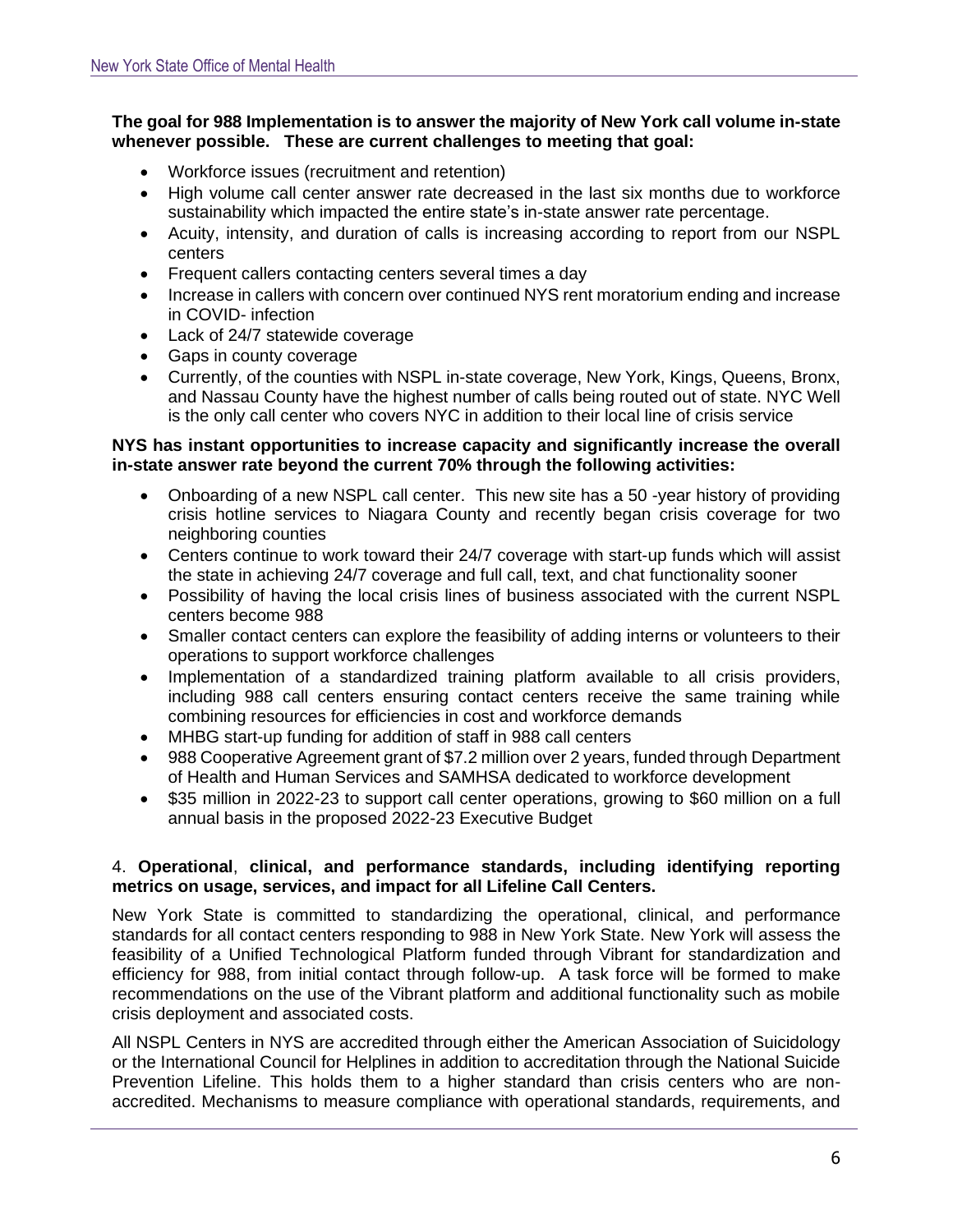**The goal for 988 Implementation is to answer the majority of New York call volume in-state whenever possible. These are current challenges to meeting that goal:**

- Workforce issues (recruitment and retention)
- High volume call center answer rate decreased in the last six months due to workforce sustainability which impacted the entire state's in-state answer rate percentage.
- Acuity, intensity, and duration of calls is increasing according to report from our NSPL centers
- Frequent callers contacting centers several times a day
- Increase in callers with concern over continued NYS rent moratorium ending and increase in COVID- infection
- Lack of 24/7 statewide coverage
- Gaps in county coverage
- Currently, of the counties with NSPL in-state coverage, New York, Kings, Queens, Bronx, and Nassau County have the highest number of calls being routed out of state. NYC Well is the only call center who covers NYC in addition to their local line of crisis service

**NYS has instant opportunities to increase capacity and significantly increase the overall in-state answer rate beyond the current 70% through the following activities:**

- Onboarding of a new NSPL call center. This new site has a 50 -year history of providing crisis hotline services to Niagara County and recently began crisis coverage for two neighboring counties
- Centers continue to work toward their 24/7 coverage with start-up funds which will assist the state in achieving 24/7 coverage and full call, text, and chat functionality sooner
- Possibility of having the local crisis lines of business associated with the current NSPL centers become 988
- Smaller contact centers can explore the feasibility of adding interns or volunteers to their operations to support workforce challenges
- Implementation of a standardized training platform available to all crisis providers, including 988 call centers ensuring contact centers receive the same training while combining resources for efficiencies in cost and workforce demands
- MHBG start-up funding for addition of staff in 988 call centers
- 988 Cooperative Agreement grant of $7.2 million over 2 years, funded through Department of Health and Human Services and SAMHSA dedicated to workforce development
- $35 million in 2022-23 to support call center operations, growing to $60 million on a full annual basis in the proposed 2022-23 Executive Budget

4. **Operational, clinical, and performance standards, including identifying reporting metrics on usage, services, and impact for all Lifeline Call Centers.**

New York State is committed to standardizing the operational, clinical, and performance standards for all contact centers responding to 988 in New York State. New York will assess the feasibility of a Unified Technological Platform funded through Vibrant for standardization and efficiency for 988, from initial contact through follow-up. A task force will be formed to make recommendations on the use of the Vibrant platform and additional functionality such as mobile crisis deployment and associated costs.

All NSPL Centers in NYS are accredited through either the American Association of Suicidology or the International Council for Helplines in addition to accreditation through the National Suicide Prevention Lifeline. This holds them to a higher standard than crisis centers who are non-accredited. Mechanisms to measure compliance with operational standards, requirements, and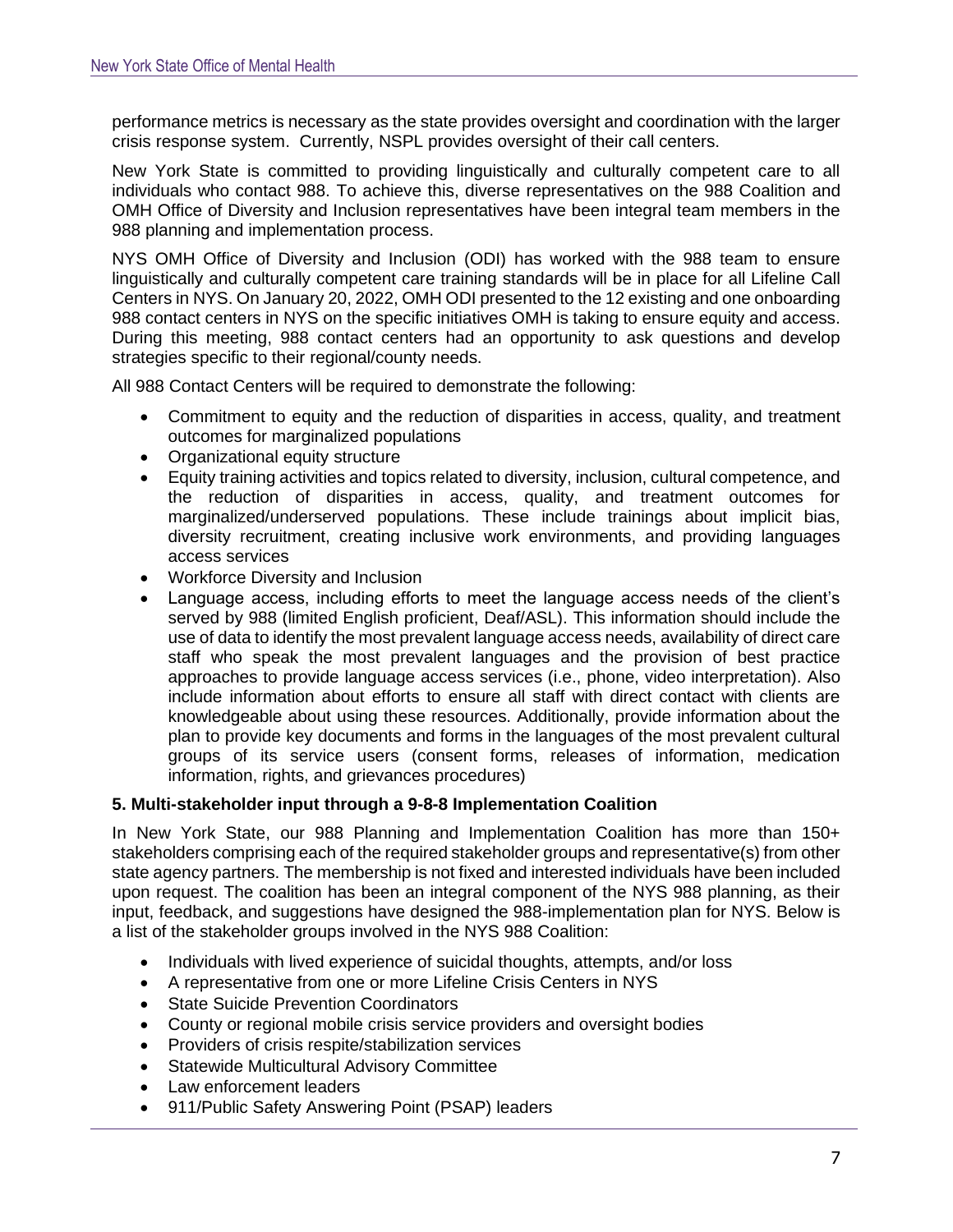performance metrics is necessary as the state provides oversight and coordination with the larger crisis response system. Currently, NSPL provides oversight of their call centers.

New York State is committed to providing linguistically and culturally competent care to all individuals who contact 988. To achieve this, diverse representatives on the 988 Coalition and OMH Office of Diversity and Inclusion representatives have been integral team members in the 988 planning and implementation process.

NYS OMH Office of Diversity and Inclusion (ODI) has worked with the 988 team to ensure linguistically and culturally competent care training standards will be in place for all Lifeline Call Centers in NYS. On January 20, 2022, OMH ODI presented to the 12 existing and one onboarding 988 contact centers in NYS on the specific initiatives OMH is taking to ensure equity and access. During this meeting, 988 contact centers had an opportunity to ask questions and develop strategies specific to their regional/county needs.

All 988 Contact Centers will be required to demonstrate the following:

- Commitment to equity and the reduction of disparities in access, quality, and treatment outcomes for marginalized populations
- Organizational equity structure
- Equity training activities and topics related to diversity, inclusion, cultural competence, and the reduction of disparities in access, quality, and treatment outcomes for marginalized/underserved populations. These include trainings about implicit bias, diversity recruitment, creating inclusive work environments, and providing languages access services
- Workforce Diversity and Inclusion
- Language access, including efforts to meet the language access needs of the client's served by 988 (limited English proficient, Deaf/ASL). This information should include the use of data to identify the most prevalent language access needs, availability of direct care staff who speak the most prevalent languages and the provision of best practice approaches to provide language access services (i.e., phone, video interpretation). Also include information about efforts to ensure all staff with direct contact with clients are knowledgeable about using these resources. Additionally, provide information about the plan to provide key documents and forms in the languages of the most prevalent cultural groups of its service users (consent forms, releases of information, medication information, rights, and grievances procedures)

**5. Multi-stakeholder input through a 9-8-8 Implementation Coalition**

In New York State, our 988 Planning and Implementation Coalition has more than 150+ stakeholders comprising each of the required stakeholder groups and representative(s) from other state agency partners. The membership is not fixed and interested individuals have been included upon request. The coalition has been an integral component of the NYS 988 planning, as their input, feedback, and suggestions have designed the 988-implementation plan for NYS. Below is a list of the stakeholder groups involved in the NYS 988 Coalition:

- Individuals with lived experience of suicidal thoughts, attempts, and/or loss
- A representative from one or more Lifeline Crisis Centers in NYS
- State Suicide Prevention Coordinators
- County or regional mobile crisis service providers and oversight bodies
- Providers of crisis respite/stabilization services
- Statewide Multicultural Advisory Committee
- Law enforcement leaders
- 911/Public Safety Answering Point (PSAP) leaders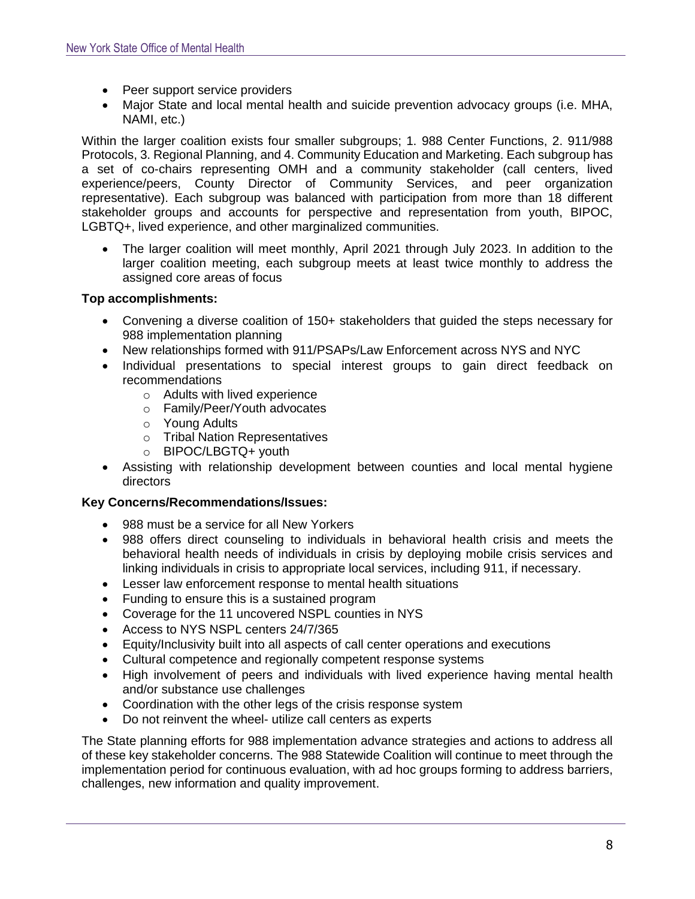- Peer support service providers
- Major State and local mental health and suicide prevention advocacy groups (i.e. MHA, NAMI, etc.)

Within the larger coalition exists four smaller subgroups; 1. 988 Center Functions, 2. 911/988 Protocols, 3. Regional Planning, and 4. Community Education and Marketing. Each subgroup has a set of co-chairs representing OMH and a community stakeholder (call centers, lived experience/peers, County Director of Community Services, and peer organization representative). Each subgroup was balanced with participation from more than 18 different stakeholder groups and accounts for perspective and representation from youth, BIPOC, LGBTQ+, lived experience, and other marginalized communities.

- The larger coalition will meet monthly, April 2021 through July 2023. In addition to the larger coalition meeting, each subgroup meets at least twice monthly to address the assigned core areas of focus

**Top accomplishments:**

- Convening a diverse coalition of 150+ stakeholders that guided the steps necessary for 988 implementation planning
- New relationships formed with 911/PSAPs/Law Enforcement across NYS and NYC
- Individual presentations to special interest groups to gain direct feedback on recommendations
  - Adults with lived experience
  - Family/Peer/Youth advocates
  - Young Adults
  - Tribal Nation Representatives
  - BIPOC/LBGTQ+ youth
- Assisting with relationship development between counties and local mental hygiene directors

**Key Concerns/Recommendations/Issues:**

- 988 must be a service for all New Yorkers
- 988 offers direct counseling to individuals in behavioral health crisis and meets the behavioral health needs of individuals in crisis by deploying mobile crisis services and linking individuals in crisis to appropriate local services, including 911, if necessary.
- Lesser law enforcement response to mental health situations
- Funding to ensure this is a sustained program
- Coverage for the 11 uncovered NSPL counties in NYS
- Access to NYS NSPL centers 24/7/365
- Equity/Inclusivity built into all aspects of call center operations and executions
- Cultural competence and regionally competent response systems
- High involvement of peers and individuals with lived experience having mental health and/or substance use challenges
- Coordination with the other legs of the crisis response system
- Do not reinvent the wheel- utilize call centers as experts

The State planning efforts for 988 implementation advance strategies and actions to address all of these key stakeholder concerns. The 988 Statewide Coalition will continue to meet through the implementation period for continuous evaluation, with ad hoc groups forming to address barriers, challenges, new information and quality improvement.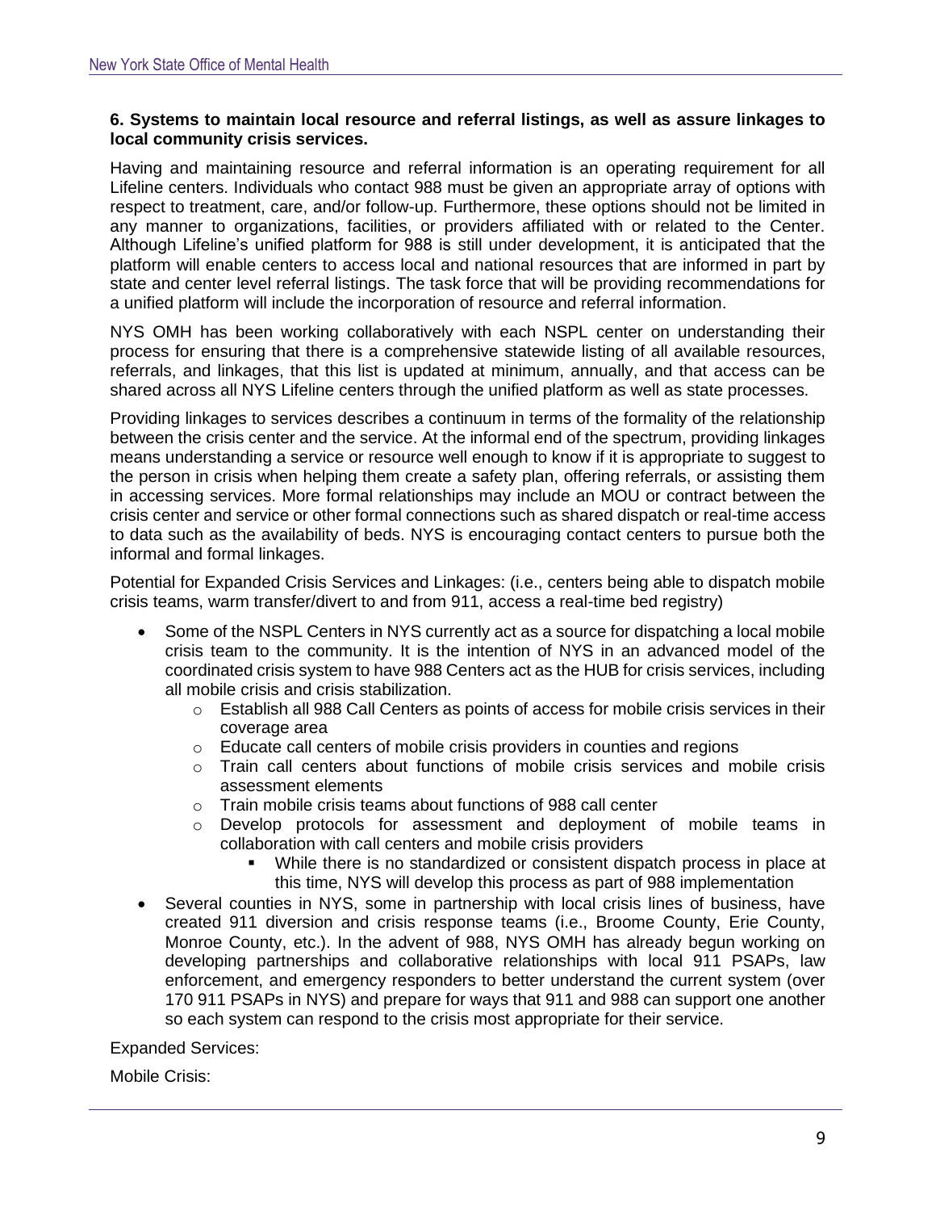**6. Systems to maintain local resource and referral listings, as well as assure linkages to local community crisis services.**

Having and maintaining resource and referral information is an operating requirement for all Lifeline centers. Individuals who contact 988 must be given an appropriate array of options with respect to treatment, care, and/or follow-up. Furthermore, these options should not be limited in any manner to organizations, facilities, or providers affiliated with or related to the Center. Although Lifeline's unified platform for 988 is still under development, it is anticipated that the platform will enable centers to access local and national resources that are informed in part by state and center level referral listings. The task force that will be providing recommendations for a unified platform will include the incorporation of resource and referral information.

NYS OMH has been working collaboratively with each NSPL center on understanding their process for ensuring that there is a comprehensive statewide listing of all available resources, referrals, and linkages, that this list is updated at minimum, annually, and that access can be shared across all NYS Lifeline centers through the unified platform as well as state processes.

Providing linkages to services describes a continuum in terms of the formality of the relationship between the crisis center and the service. At the informal end of the spectrum, providing linkages means understanding a service or resource well enough to know if it is appropriate to suggest to the person in crisis when helping them create a safety plan, offering referrals, or assisting them in accessing services. More formal relationships may include an MOU or contract between the crisis center and service or other formal connections such as shared dispatch or real-time access to data such as the availability of beds. NYS is encouraging contact centers to pursue both the informal and formal linkages.

Potential for Expanded Crisis Services and Linkages: (i.e., centers being able to dispatch mobile crisis teams, warm transfer/divert to and from 911, access a real-time bed registry)

- Some of the NSPL Centers in NYS currently act as a source for dispatching a local mobile crisis team to the community. It is the intention of NYS in an advanced model of the coordinated crisis system to have 988 Centers act as the HUB for crisis services, including all mobile crisis and crisis stabilization.
    - Establish all 988 Call Centers as points of access for mobile crisis services in their coverage area
    - Educate call centers of mobile crisis providers in counties and regions
    - Train call centers about functions of mobile crisis services and mobile crisis assessment elements
    - Train mobile crisis teams about functions of 988 call center
    - Develop protocols for assessment and deployment of mobile teams in collaboration with call centers and mobile crisis providers
        - While there is no standardized or consistent dispatch process in place at this time, NYS will develop this process as part of 988 implementation
- Several counties in NYS, some in partnership with local crisis lines of business, have created 911 diversion and crisis response teams (i.e., Broome County, Erie County, Monroe County, etc.). In the advent of 988, NYS OMH has already begun working on developing partnerships and collaborative relationships with local 911 PSAPs, law enforcement, and emergency responders to better understand the current system (over 170 911 PSAPs in NYS) and prepare for ways that 911 and 988 can support one another so each system can respond to the crisis most appropriate for their service.

Expanded Services:

Mobile Crisis: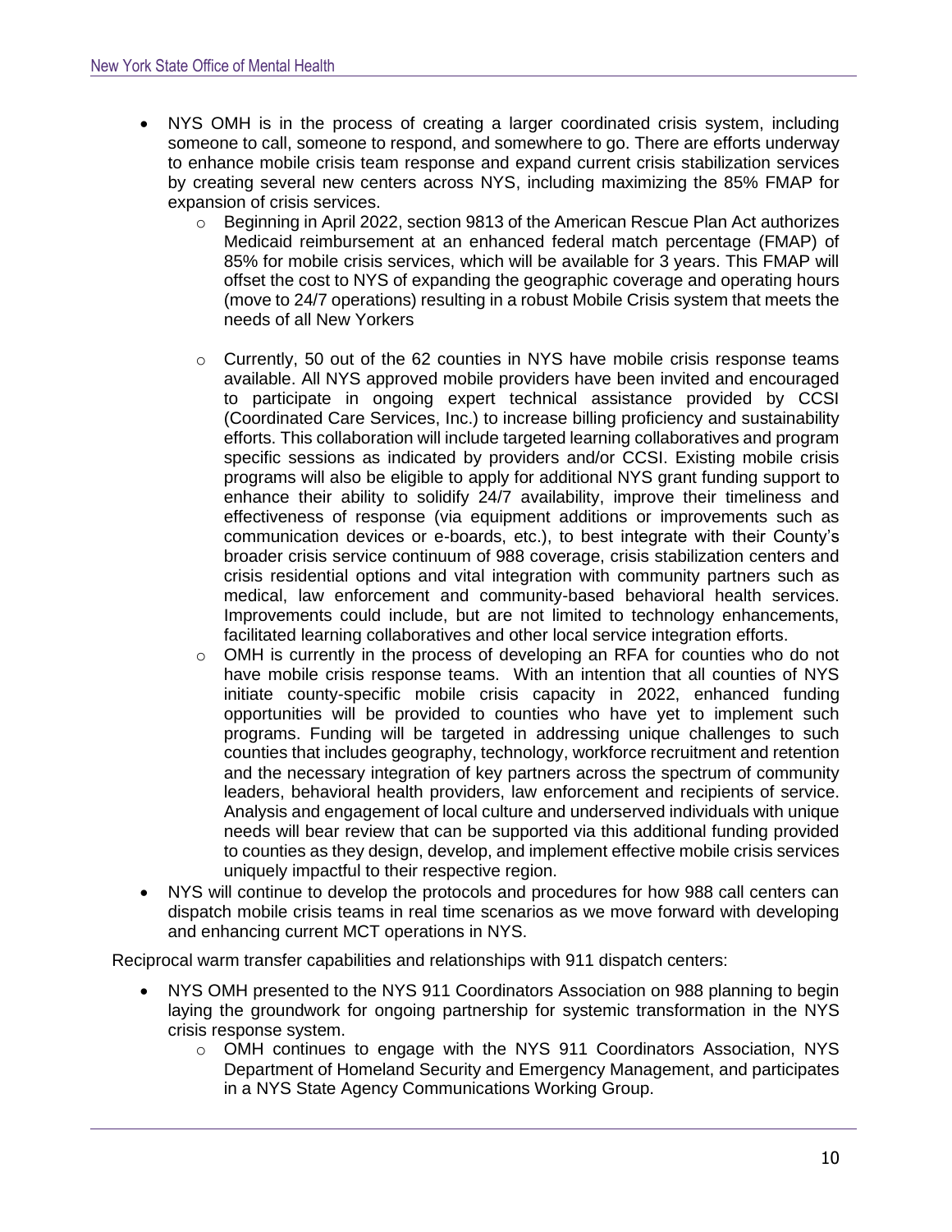- NYS OMH is in the process of creating a larger coordinated crisis system, including someone to call, someone to respond, and somewhere to go. There are efforts underway to enhance mobile crisis team response and expand current crisis stabilization services by creating several new centers across NYS, including maximizing the 85% FMAP for expansion of crisis services.
    - Beginning in April 2022, section 9813 of the American Rescue Plan Act authorizes Medicaid reimbursement at an enhanced federal match percentage (FMAP) of 85% for mobile crisis services, which will be available for 3 years. This FMAP will offset the cost to NYS of expanding the geographic coverage and operating hours (move to 24/7 operations) resulting in a robust Mobile Crisis system that meets the needs of all New Yorkers
    - Currently, 50 out of the 62 counties in NYS have mobile crisis response teams available. All NYS approved mobile providers have been invited and encouraged to participate in ongoing expert technical assistance provided by CCSI (Coordinated Care Services, Inc.) to increase billing proficiency and sustainability efforts. This collaboration will include targeted learning collaboratives and program specific sessions as indicated by providers and/or CCSI. Existing mobile crisis programs will also be eligible to apply for additional NYS grant funding support to enhance their ability to solidify 24/7 availability, improve their timeliness and effectiveness of response (via equipment additions or improvements such as communication devices or e-boards, etc.), to best integrate with their County's broader crisis service continuum of 988 coverage, crisis stabilization centers and crisis residential options and vital integration with community partners such as medical, law enforcement and community-based behavioral health services. Improvements could include, but are not limited to technology enhancements, facilitated learning collaboratives and other local service integration efforts.
    - OMH is currently in the process of developing an RFA for counties who do not have mobile crisis response teams. With an intention that all counties of NYS initiate county-specific mobile crisis capacity in 2022, enhanced funding opportunities will be provided to counties who have yet to implement such programs. Funding will be targeted in addressing unique challenges to such counties that includes geography, technology, workforce recruitment and retention and the necessary integration of key partners across the spectrum of community leaders, behavioral health providers, law enforcement and recipients of service. Analysis and engagement of local culture and underserved individuals with unique needs will bear review that can be supported via this additional funding provided to counties as they design, develop, and implement effective mobile crisis services uniquely impactful to their respective region.
- NYS will continue to develop the protocols and procedures for how 988 call centers can dispatch mobile crisis teams in real time scenarios as we move forward with developing and enhancing current MCT operations in NYS.

Reciprocal warm transfer capabilities and relationships with 911 dispatch centers:

- NYS OMH presented to the NYS 911 Coordinators Association on 988 planning to begin laying the groundwork for ongoing partnership for systemic transformation in the NYS crisis response system.
    - OMH continues to engage with the NYS 911 Coordinators Association, NYS Department of Homeland Security and Emergency Management, and participates in a NYS State Agency Communications Working Group.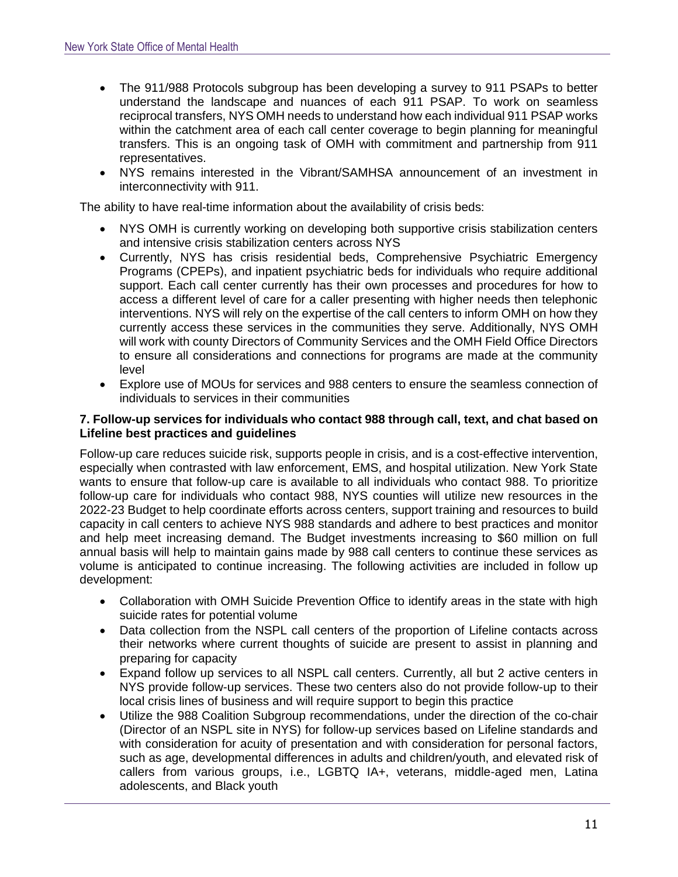- The 911/988 Protocols subgroup has been developing a survey to 911 PSAPs to better understand the landscape and nuances of each 911 PSAP. To work on seamless reciprocal transfers, NYS OMH needs to understand how each individual 911 PSAP works within the catchment area of each call center coverage to begin planning for meaningful transfers. This is an ongoing task of OMH with commitment and partnership from 911 representatives.
- NYS remains interested in the Vibrant/SAMHSA announcement of an investment in interconnectivity with 911.

The ability to have real-time information about the availability of crisis beds:

- NYS OMH is currently working on developing both supportive crisis stabilization centers and intensive crisis stabilization centers across NYS
- Currently, NYS has crisis residential beds, Comprehensive Psychiatric Emergency Programs (CPEPs), and inpatient psychiatric beds for individuals who require additional support. Each call center currently has their own processes and procedures for how to access a different level of care for a caller presenting with higher needs then telephonic interventions. NYS will rely on the expertise of the call centers to inform OMH on how they currently access these services in the communities they serve. Additionally, NYS OMH will work with county Directors of Community Services and the OMH Field Office Directors to ensure all considerations and connections for programs are made at the community level
- Explore use of MOUs for services and 988 centers to ensure the seamless connection of individuals to services in their communities

**7. Follow-up services for individuals who contact 988 through call, text, and chat based on Lifeline best practices and guidelines**

Follow-up care reduces suicide risk, supports people in crisis, and is a cost-effective intervention, especially when contrasted with law enforcement, EMS, and hospital utilization. New York State wants to ensure that follow-up care is available to all individuals who contact 988. To prioritize follow-up care for individuals who contact 988, NYS counties will utilize new resources in the 2022-23 Budget to help coordinate efforts across centers, support training and resources to build capacity in call centers to achieve NYS 988 standards and adhere to best practices and monitor and help meet increasing demand. The Budget investments increasing to $60 million on full annual basis will help to maintain gains made by 988 call centers to continue these services as volume is anticipated to continue increasing. The following activities are included in follow up development:

- Collaboration with OMH Suicide Prevention Office to identify areas in the state with high suicide rates for potential volume
- Data collection from the NSPL call centers of the proportion of Lifeline contacts across their networks where current thoughts of suicide are present to assist in planning and preparing for capacity
- Expand follow up services to all NSPL call centers. Currently, all but 2 active centers in NYS provide follow-up services. These two centers also do not provide follow-up to their local crisis lines of business and will require support to begin this practice
- Utilize the 988 Coalition Subgroup recommendations, under the direction of the co-chair (Director of an NSPL site in NYS) for follow-up services based on Lifeline standards and with consideration for acuity of presentation and with consideration for personal factors, such as age, developmental differences in adults and children/youth, and elevated risk of callers from various groups, i.e., LGBTQ IA+, veterans, middle-aged men, Latina adolescents, and Black youth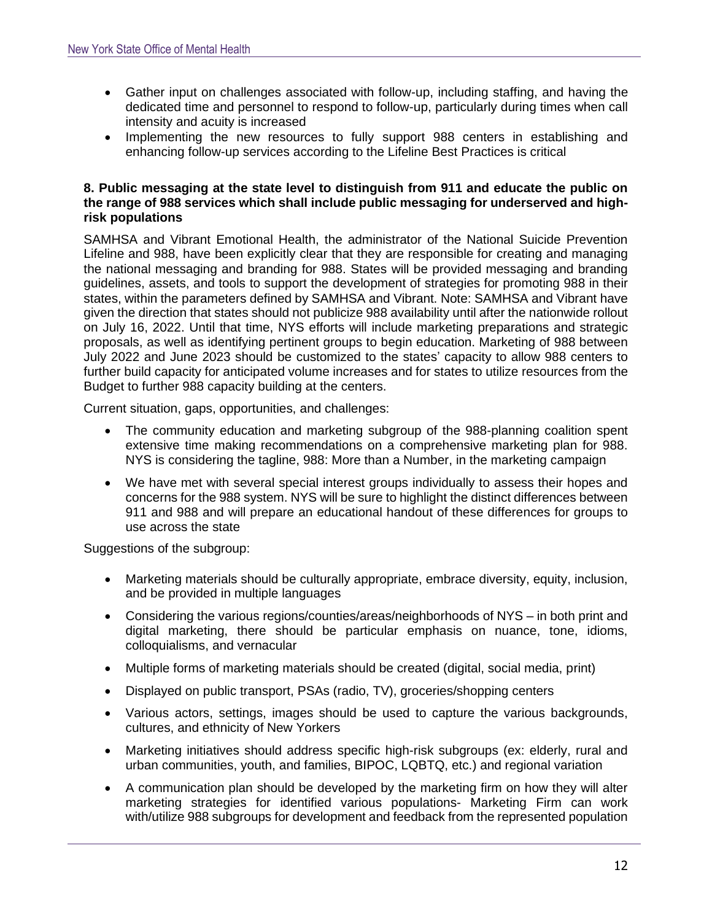- Gather input on challenges associated with follow-up, including staffing, and having the dedicated time and personnel to respond to follow-up, particularly during times when call intensity and acuity is increased
- Implementing the new resources to fully support 988 centers in establishing and enhancing follow-up services according to the Lifeline Best Practices is critical

**8. Public messaging at the state level to distinguish from 911 and educate the public on the range of 988 services which shall include public messaging for underserved and high-risk populations**

SAMHSA and Vibrant Emotional Health, the administrator of the National Suicide Prevention Lifeline and 988, have been explicitly clear that they are responsible for creating and managing the national messaging and branding for 988. States will be provided messaging and branding guidelines, assets, and tools to support the development of strategies for promoting 988 in their states, within the parameters defined by SAMHSA and Vibrant. Note: SAMHSA and Vibrant have given the direction that states should not publicize 988 availability until after the nationwide rollout on July 16, 2022. Until that time, NYS efforts will include marketing preparations and strategic proposals, as well as identifying pertinent groups to begin education. Marketing of 988 between July 2022 and June 2023 should be customized to the states' capacity to allow 988 centers to further build capacity for anticipated volume increases and for states to utilize resources from the Budget to further 988 capacity building at the centers.

Current situation, gaps, opportunities, and challenges:

- The community education and marketing subgroup of the 988-planning coalition spent extensive time making recommendations on a comprehensive marketing plan for 988. NYS is considering the tagline, 988: More than a Number, in the marketing campaign
- We have met with several special interest groups individually to assess their hopes and concerns for the 988 system. NYS will be sure to highlight the distinct differences between 911 and 988 and will prepare an educational handout of these differences for groups to use across the state

Suggestions of the subgroup:

- Marketing materials should be culturally appropriate, embrace diversity, equity, inclusion, and be provided in multiple languages
- Considering the various regions/counties/areas/neighborhoods of NYS – in both print and digital marketing, there should be particular emphasis on nuance, tone, idioms, colloquialisms, and vernacular
- Multiple forms of marketing materials should be created (digital, social media, print)
- Displayed on public transport, PSAs (radio, TV), groceries/shopping centers
- Various actors, settings, images should be used to capture the various backgrounds, cultures, and ethnicity of New Yorkers
- Marketing initiatives should address specific high-risk subgroups (ex: elderly, rural and urban communities, youth, and families, BIPOC, LQBTQ, etc.) and regional variation
- A communication plan should be developed by the marketing firm on how they will alter marketing strategies for identified various populations- Marketing Firm can work with/utilize 988 subgroups for development and feedback from the represented population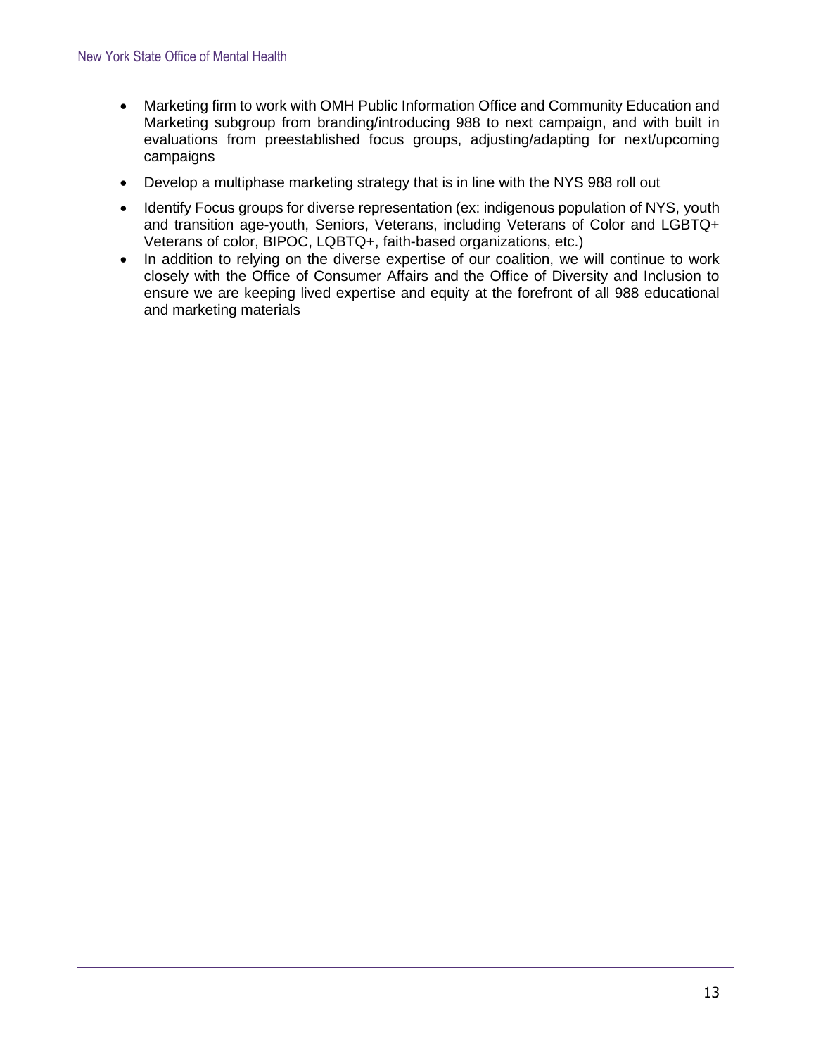- Marketing firm to work with OMH Public Information Office and Community Education and Marketing subgroup from branding/introducing 988 to next campaign, and with built in evaluations from preestablished focus groups, adjusting/adapting for next/upcoming campaigns
- Develop a multiphase marketing strategy that is in line with the NYS 988 roll out
- Identify Focus groups for diverse representation (ex: indigenous population of NYS, youth and transition age-youth, Seniors, Veterans, including Veterans of Color and LGBTQ+ Veterans of color, BIPOC, LQBTQ+, faith-based organizations, etc.)
- In addition to relying on the diverse expertise of our coalition, we will continue to work closely with the Office of Consumer Affairs and the Office of Diversity and Inclusion to ensure we are keeping lived expertise and equity at the forefront of all 988 educational and marketing materials